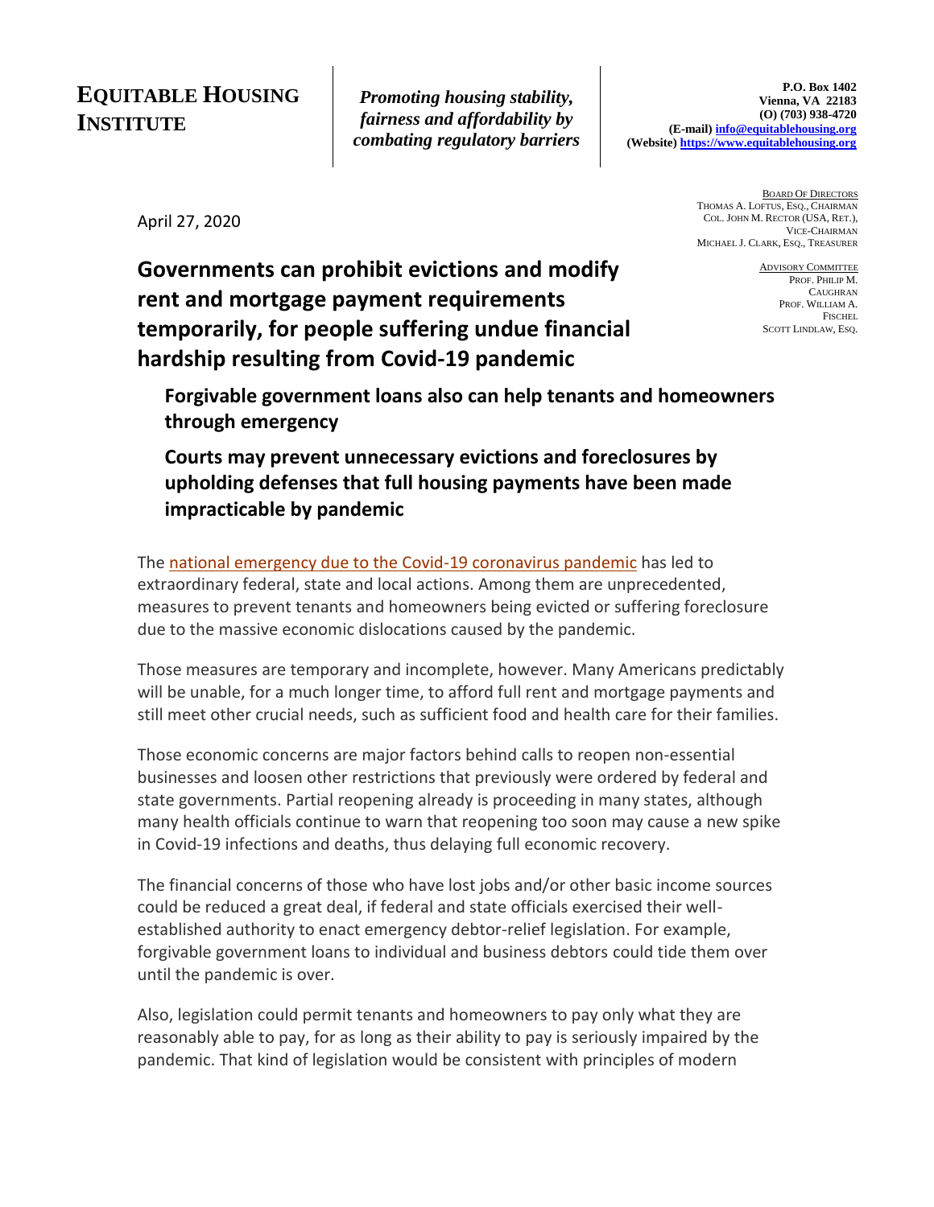**EQUITABLE HOUSING INSTITUTE**

***Promoting housing stability, fairness and affordability by combating regulatory barriers***

**P.O. Box 1402**
**Vienna, VA 22183**
**(O) (703) 938-4720**
**(E-mail) info@equitablehousing.org**
**(Website) https://www.equitablehousing.org**

BOARD OF DIRECTORS
THOMAS A. LOFTUS, ESQ., CHAIRMAN
COL. JOHN M. RECTOR (USA, RET.), VICE-CHAIRMAN
MICHAEL J. CLARK, ESQ., TREASURER

ADVISORY COMMITTEE
PROF. PHILIP M. CAUGHRAN
PROF. WILLIAM A. FISCHEL
SCOTT LINDLAW, ESQ.

April 27, 2020

# Governments can prohibit evictions and modify rent and mortgage payment requirements temporarily, for people suffering undue financial hardship resulting from Covid-19 pandemic

## Forgivable government loans also can help tenants and homeowners through emergency

## Courts may prevent unnecessary evictions and foreclosures by upholding defenses that full housing payments have been made impracticable by pandemic

The national emergency due to the Covid-19 coronavirus pandemic has led to extraordinary federal, state and local actions. Among them are unprecedented, measures to prevent tenants and homeowners being evicted or suffering foreclosure due to the massive economic dislocations caused by the pandemic.

Those measures are temporary and incomplete, however. Many Americans predictably will be unable, for a much longer time, to afford full rent and mortgage payments and still meet other crucial needs, such as sufficient food and health care for their families.

Those economic concerns are major factors behind calls to reopen non-essential businesses and loosen other restrictions that previously were ordered by federal and state governments. Partial reopening already is proceeding in many states, although many health officials continue to warn that reopening too soon may cause a new spike in Covid-19 infections and deaths, thus delaying full economic recovery.

The financial concerns of those who have lost jobs and/or other basic income sources could be reduced a great deal, if federal and state officials exercised their well-established authority to enact emergency debtor-relief legislation. For example, forgivable government loans to individual and business debtors could tide them over until the pandemic is over.

Also, legislation could permit tenants and homeowners to pay only what they are reasonably able to pay, for as long as their ability to pay is seriously impaired by the pandemic. That kind of legislation would be consistent with principles of modern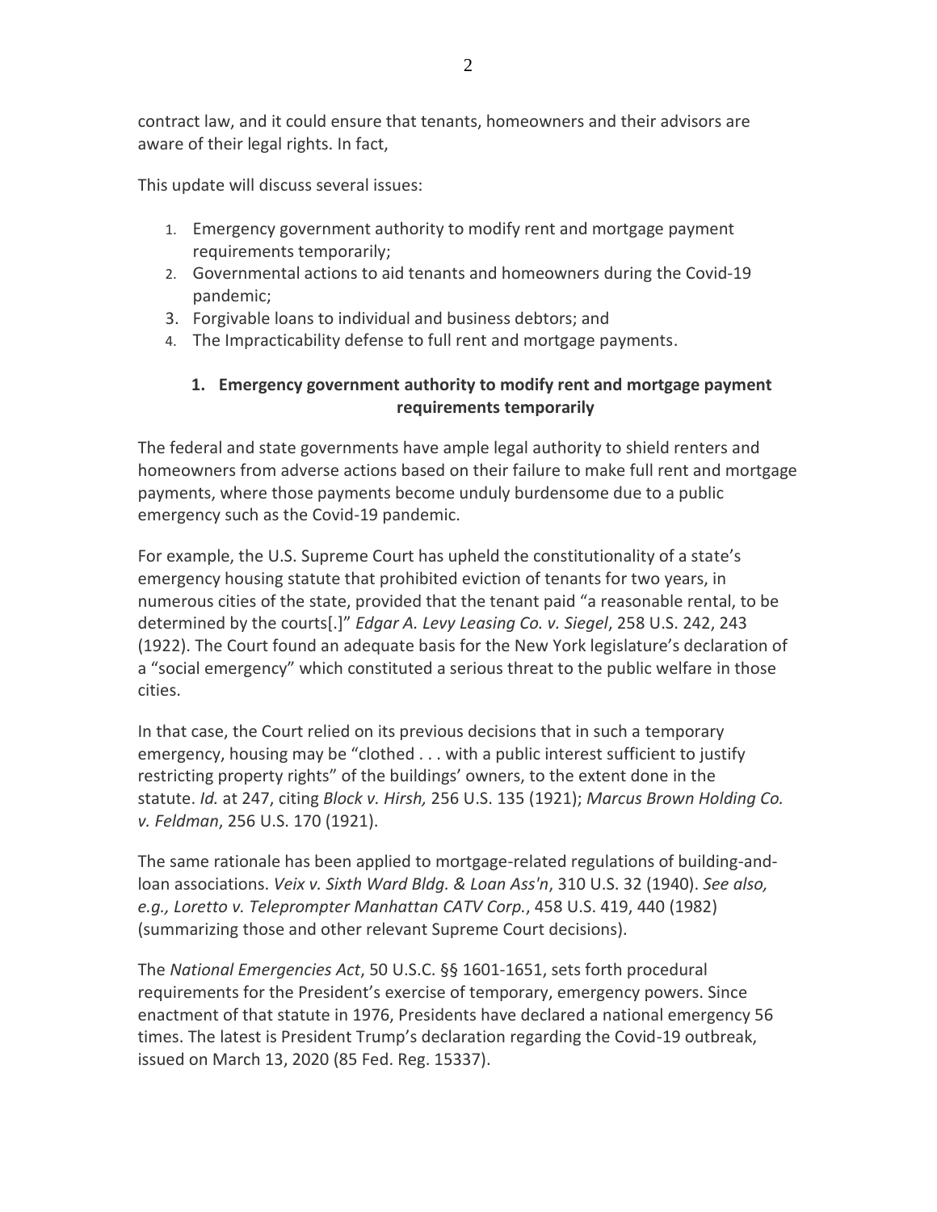contract law, and it could ensure that tenants, homeowners and their advisors are aware of their legal rights. In fact,

This update will discuss several issues:

1. Emergency government authority to modify rent and mortgage payment requirements temporarily;
2. Governmental actions to aid tenants and homeowners during the Covid-19 pandemic;
3. Forgivable loans to individual and business debtors; and
4. The Impracticability defense to full rent and mortgage payments.

## 1. Emergency government authority to modify rent and mortgage payment requirements temporarily

The federal and state governments have ample legal authority to shield renters and homeowners from adverse actions based on their failure to make full rent and mortgage payments, where those payments become unduly burdensome due to a public emergency such as the Covid-19 pandemic.

For example, the U.S. Supreme Court has upheld the constitutionality of a state's emergency housing statute that prohibited eviction of tenants for two years, in numerous cities of the state, provided that the tenant paid "a reasonable rental, to be determined by the courts[.]" *Edgar A. Levy Leasing Co. v. Siegel*, 258 U.S. 242, 243 (1922). The Court found an adequate basis for the New York legislature's declaration of a "social emergency" which constituted a serious threat to the public welfare in those cities.

In that case, the Court relied on its previous decisions that in such a temporary emergency, housing may be "clothed . . . with a public interest sufficient to justify restricting property rights" of the buildings' owners, to the extent done in the statute. *Id.* at 247, citing *Block v. Hirsh,* 256 U.S. 135 (1921); *Marcus Brown Holding Co. v. Feldman*, 256 U.S. 170 (1921).

The same rationale has been applied to mortgage-related regulations of building-and-loan associations. *Veix v. Sixth Ward Bldg. & Loan Ass'n*, 310 U.S. 32 (1940). *See also, e.g., Loretto v. Teleprompter Manhattan CATV Corp.*, 458 U.S. 419, 440 (1982) (summarizing those and other relevant Supreme Court decisions).

The *National Emergencies Act*, 50 U.S.C. §§ 1601-1651, sets forth procedural requirements for the President's exercise of temporary, emergency powers. Since enactment of that statute in 1976, Presidents have declared a national emergency 56 times. The latest is President Trump's declaration regarding the Covid-19 outbreak, issued on March 13, 2020 (85 Fed. Reg. 15337).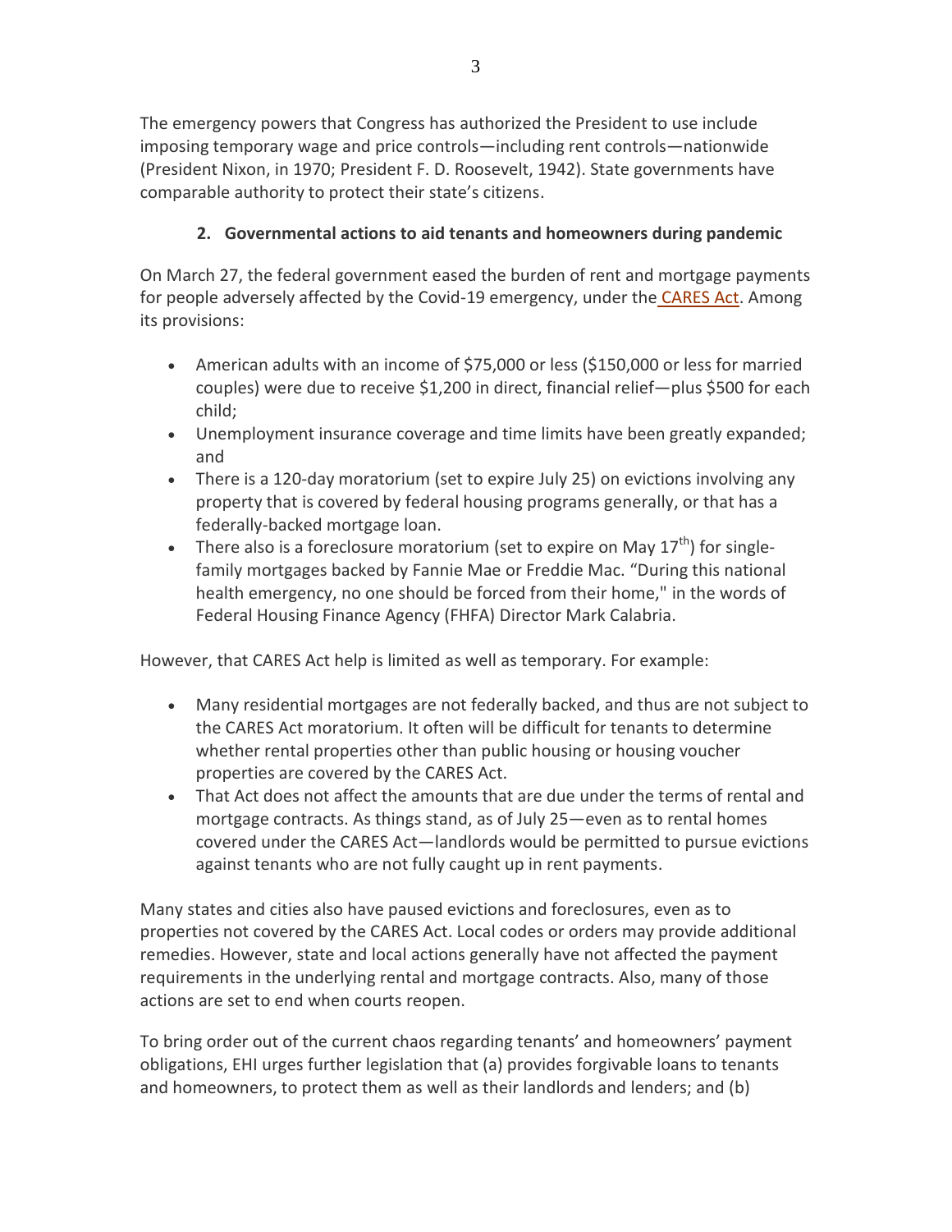The emergency powers that Congress has authorized the President to use include imposing temporary wage and price controls—including rent controls—nationwide (President Nixon, in 1970; President F. D. Roosevelt, 1942). State governments have comparable authority to protect their state's citizens.

## 2. Governmental actions to aid tenants and homeowners during pandemic

On March 27, the federal government eased the burden of rent and mortgage payments for people adversely affected by the Covid-19 emergency, under the CARES Act. Among its provisions:

- American adults with an income of $75,000 or less ($150,000 or less for married couples) were due to receive $1,200 in direct, financial relief—plus $500 for each child;
- Unemployment insurance coverage and time limits have been greatly expanded; and
- There is a 120-day moratorium (set to expire July 25) on evictions involving any property that is covered by federal housing programs generally, or that has a federally-backed mortgage loan.
- There also is a foreclosure moratorium (set to expire on May 17th) for single-family mortgages backed by Fannie Mae or Freddie Mac. "During this national health emergency, no one should be forced from their home," in the words of Federal Housing Finance Agency (FHFA) Director Mark Calabria.

However, that CARES Act help is limited as well as temporary. For example:

- Many residential mortgages are not federally backed, and thus are not subject to the CARES Act moratorium. It often will be difficult for tenants to determine whether rental properties other than public housing or housing voucher properties are covered by the CARES Act.
- That Act does not affect the amounts that are due under the terms of rental and mortgage contracts. As things stand, as of July 25—even as to rental homes covered under the CARES Act—landlords would be permitted to pursue evictions against tenants who are not fully caught up in rent payments.

Many states and cities also have paused evictions and foreclosures, even as to properties not covered by the CARES Act. Local codes or orders may provide additional remedies. However, state and local actions generally have not affected the payment requirements in the underlying rental and mortgage contracts. Also, many of those actions are set to end when courts reopen.

To bring order out of the current chaos regarding tenants' and homeowners' payment obligations, EHI urges further legislation that (a) provides forgivable loans to tenants and homeowners, to protect them as well as their landlords and lenders; and (b)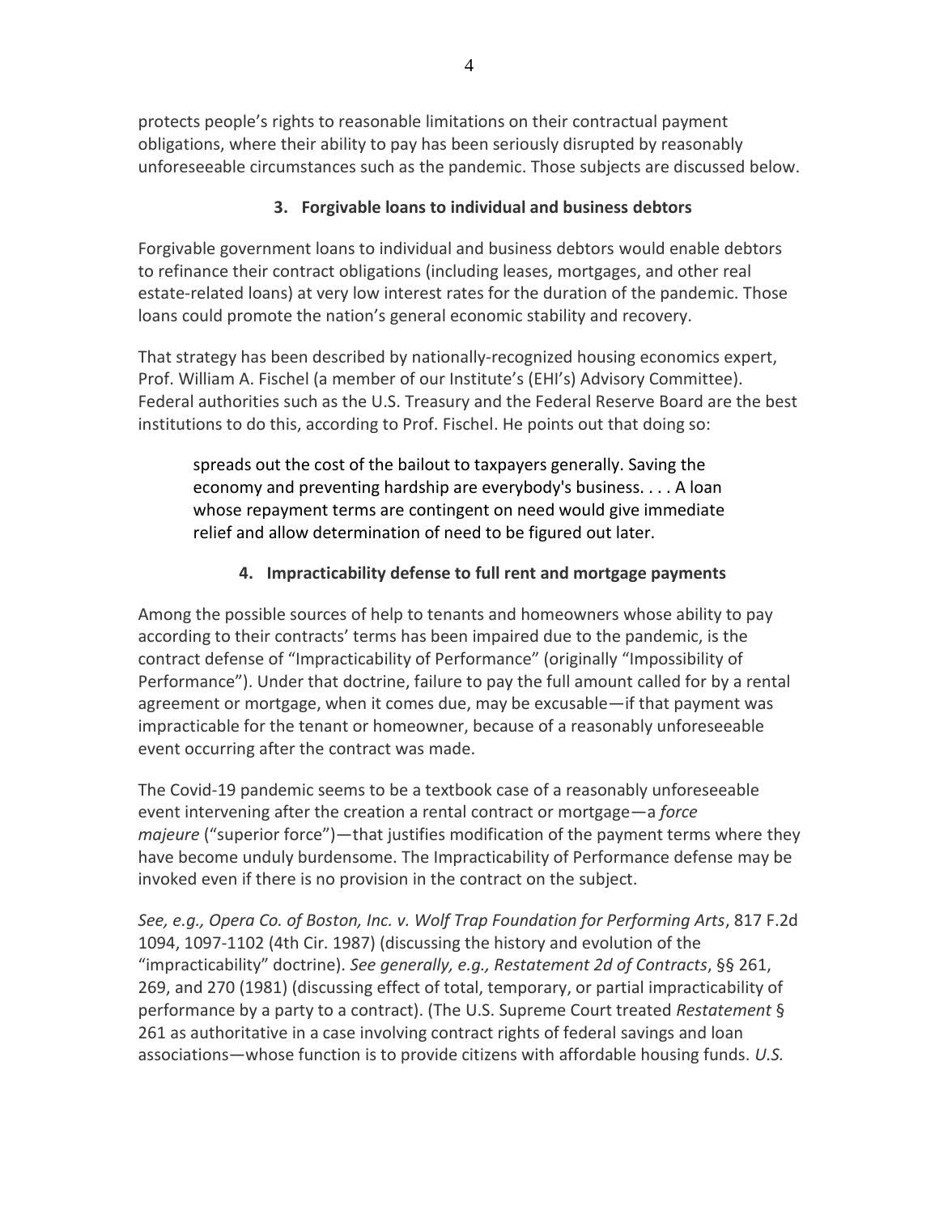protects people's rights to reasonable limitations on their contractual payment obligations, where their ability to pay has been seriously disrupted by reasonably unforeseeable circumstances such as the pandemic. Those subjects are discussed below.

### 3. Forgivable loans to individual and business debtors

Forgivable government loans to individual and business debtors would enable debtors to refinance their contract obligations (including leases, mortgages, and other real estate-related loans) at very low interest rates for the duration of the pandemic. Those loans could promote the nation's general economic stability and recovery.

That strategy has been described by nationally-recognized housing economics expert, Prof. William A. Fischel (a member of our Institute's (EHI's) Advisory Committee). Federal authorities such as the U.S. Treasury and the Federal Reserve Board are the best institutions to do this, according to Prof. Fischel. He points out that doing so:

> spreads out the cost of the bailout to taxpayers generally. Saving the economy and preventing hardship are everybody's business. . . . A loan whose repayment terms are contingent on need would give immediate relief and allow determination of need to be figured out later.

### 4. Impracticability defense to full rent and mortgage payments

Among the possible sources of help to tenants and homeowners whose ability to pay according to their contracts' terms has been impaired due to the pandemic, is the contract defense of "Impracticability of Performance" (originally "Impossibility of Performance"). Under that doctrine, failure to pay the full amount called for by a rental agreement or mortgage, when it comes due, may be excusable—if that payment was impracticable for the tenant or homeowner, because of a reasonably unforeseeable event occurring after the contract was made.

The Covid-19 pandemic seems to be a textbook case of a reasonably unforeseeable event intervening after the creation a rental contract or mortgage—a *force majeure* ("superior force")—that justifies modification of the payment terms where they have become unduly burdensome. The Impracticability of Performance defense may be invoked even if there is no provision in the contract on the subject.

*See, e.g., Opera Co. of Boston, Inc. v. Wolf Trap Foundation for Performing Arts*, 817 F.2d 1094, 1097-1102 (4th Cir. 1987) (discussing the history and evolution of the "impracticability" doctrine). *See generally, e.g., Restatement 2d of Contracts*, §§ 261, 269, and 270 (1981) (discussing effect of total, temporary, or partial impracticability of performance by a party to a contract). (The U.S. Supreme Court treated *Restatement* § 261 as authoritative in a case involving contract rights of federal savings and loan associations—whose function is to provide citizens with affordable housing funds. *U.S.*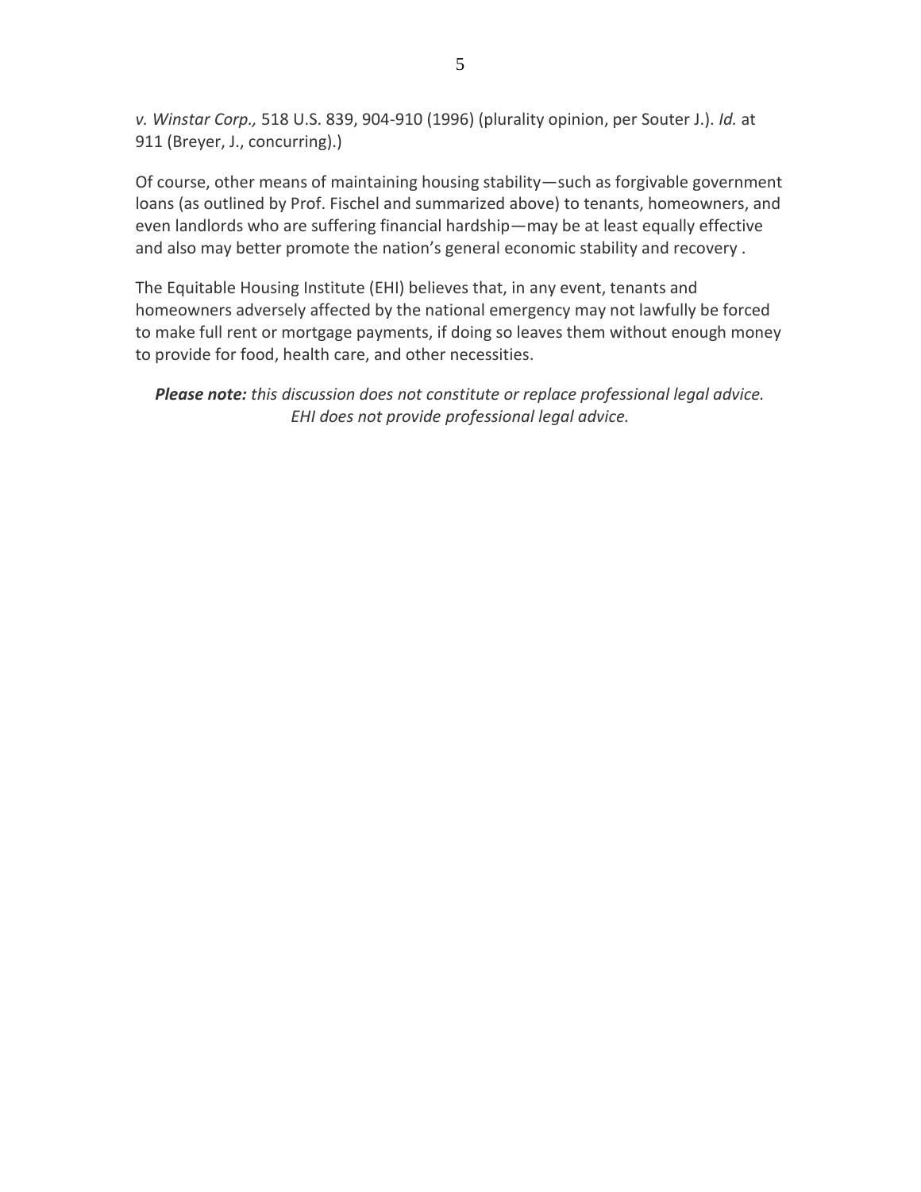*v. Winstar Corp.,* 518 U.S. 839, 904-910 (1996) (plurality opinion, per Souter J.). *Id.* at 911 (Breyer, J., concurring).)

Of course, other means of maintaining housing stability—such as forgivable government loans (as outlined by Prof. Fischel and summarized above) to tenants, homeowners, and even landlords who are suffering financial hardship—may be at least equally effective and also may better promote the nation's general economic stability and recovery .

The Equitable Housing Institute (EHI) believes that, in any event, tenants and homeowners adversely affected by the national emergency may not lawfully be forced to make full rent or mortgage payments, if doing so leaves them without enough money to provide for food, health care, and other necessities.

***Please note:*** *this discussion does not constitute or replace professional legal advice. EHI does not provide professional legal advice.*